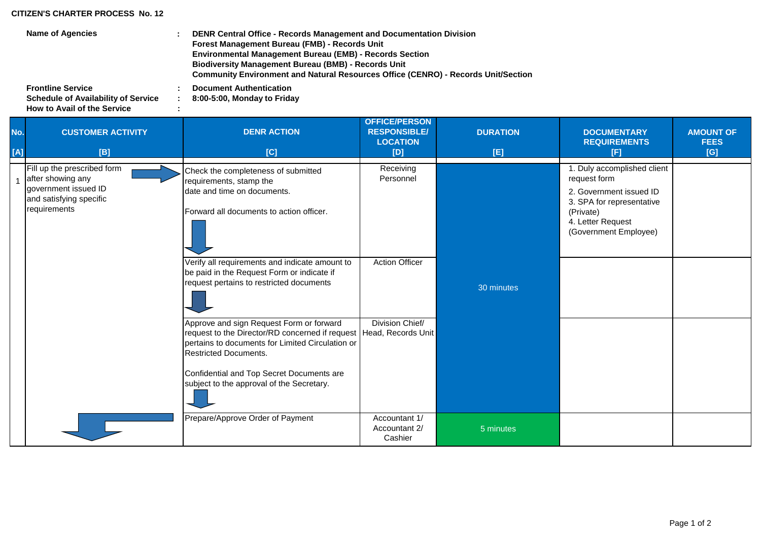**CITIZEN'S CHARTER PROCESS No. 12**

**Name of Agencies** : **DENR Central Office - Records Management and Documentation Division**
**Forest Management Bureau (FMB) - Records Unit**
**Environmental Management Bureau (EMB) - Records Section**
**Biodiversity Management Bureau (BMB) - Records Unit**
**Community Environment and Natural Resources Office (CENRO) - Records Unit/Section**

**Frontline Service** : **Document Authentication**
**Schedule of Availability of Service** : **8:00-5:00, Monday to Friday**
**How to Avail of the Service** :

| No. [A] | CUSTOMER ACTIVITY [B] | DENR ACTION [C] | OFFICE/PERSON RESPONSIBLE/ LOCATION [D] | DURATION [E] | DOCUMENTARY REQUIREMENTS [F] | AMOUNT OF FEES [G] |
|---|---|---|---|---|---|---|
| 1 | Fill up the prescribed form after showing any government issued ID and satisfying specific requirements | Check the completeness of submitted requirements, stamp the date and time on documents.<br><br>Forward all documents to action officer. | Receiving Personnel | 30 minutes | 1. Duly accomplished client request form<br>2. Government issued ID<br>3. SPA for representative (Private)<br>4. Letter Request (Government Employee) | |
| | | Verify all requirements and indicate amount to be paid in the Request Form or indicate if request pertains to restricted documents | Action Officer | | | |
| | | Approve and sign Request Form or forward request to the Director/RD concerned if request pertains to documents for Limited Circulation or Restricted Documents.<br><br>Confidential and Top Secret Documents are subject to the approval of the Secretary. | Division Chief/ Head, Records Unit | | | |
| | | Prepare/Approve Order of Payment | Accountant 1/ Accountant 2/ Cashier | 5 minutes | | |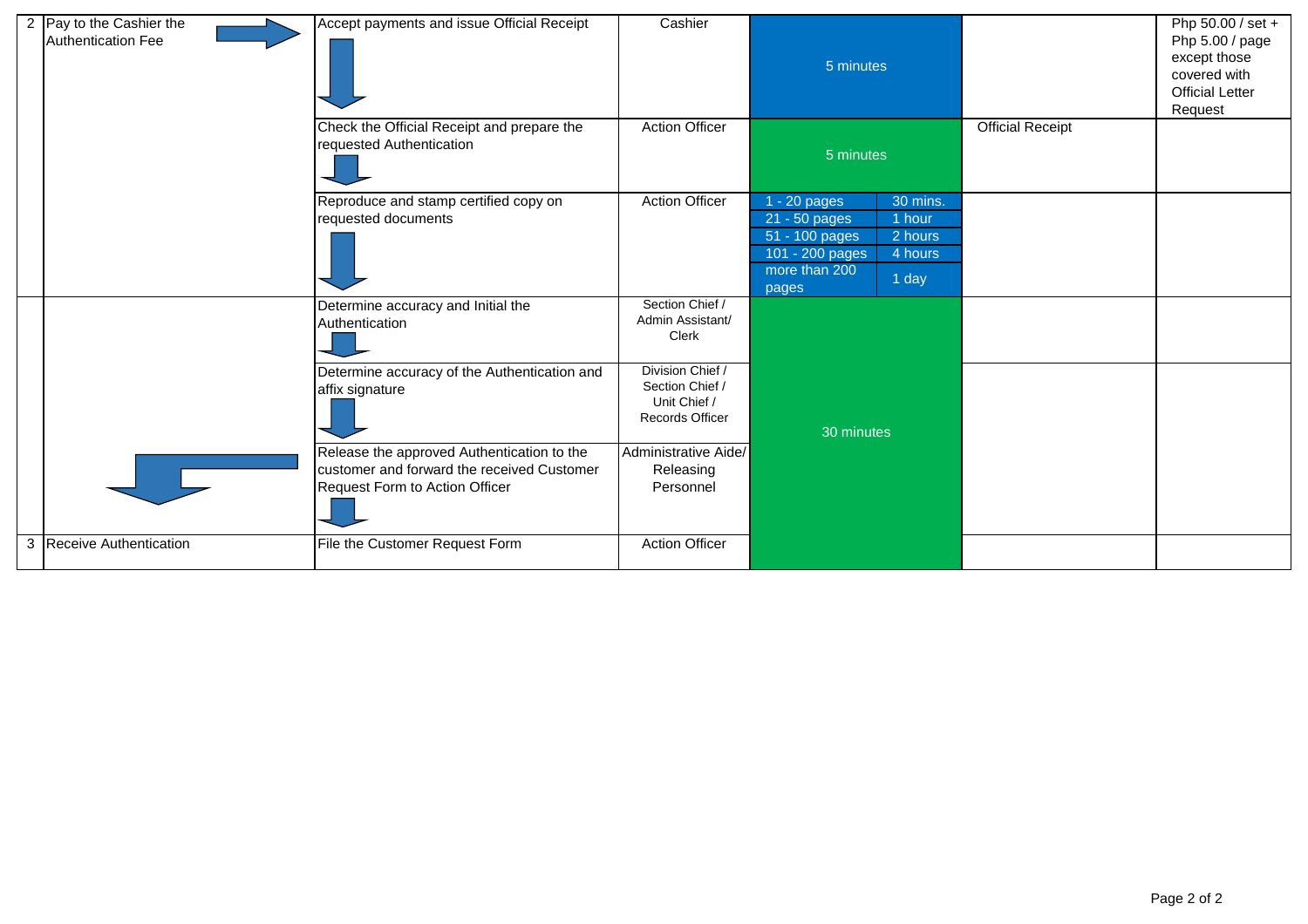| | | | | | | |
|---|---|---|---|---|---|---|
| 2 | Pay to the Cashier the Authentication Fee | Accept payments and issue Official Receipt | Cashier | 5 minutes | | Php 50.00 / set + Php 5.00 / page except those covered with Official Letter Request |
| | | Check the Official Receipt and prepare the requested Authentication | Action Officer | 5 minutes | Official Receipt | |
| | | Reproduce and stamp certified copy on requested documents | Action Officer | 1 - 20 pages: 30 mins.<br>21 - 50 pages: 1 hour<br>51 - 100 pages: 2 hours<br>101 - 200 pages: 4 hours<br>more than 200 pages: 1 day | | |
| | | Determine accuracy and Initial the Authentication | Section Chief / Admin Assistant/ Clerk | 30 minutes | | |
| | | Determine accuracy of the Authentication and affix signature | Division Chief / Section Chief / Unit Chief / Records Officer | | | |
| | | Release the approved Authentication to the customer and forward the received Customer Request Form to Action Officer | Administrative Aide/ Releasing Personnel | | | |
| 3 | Receive Authentication | File the Customer Request Form | Action Officer | | | |